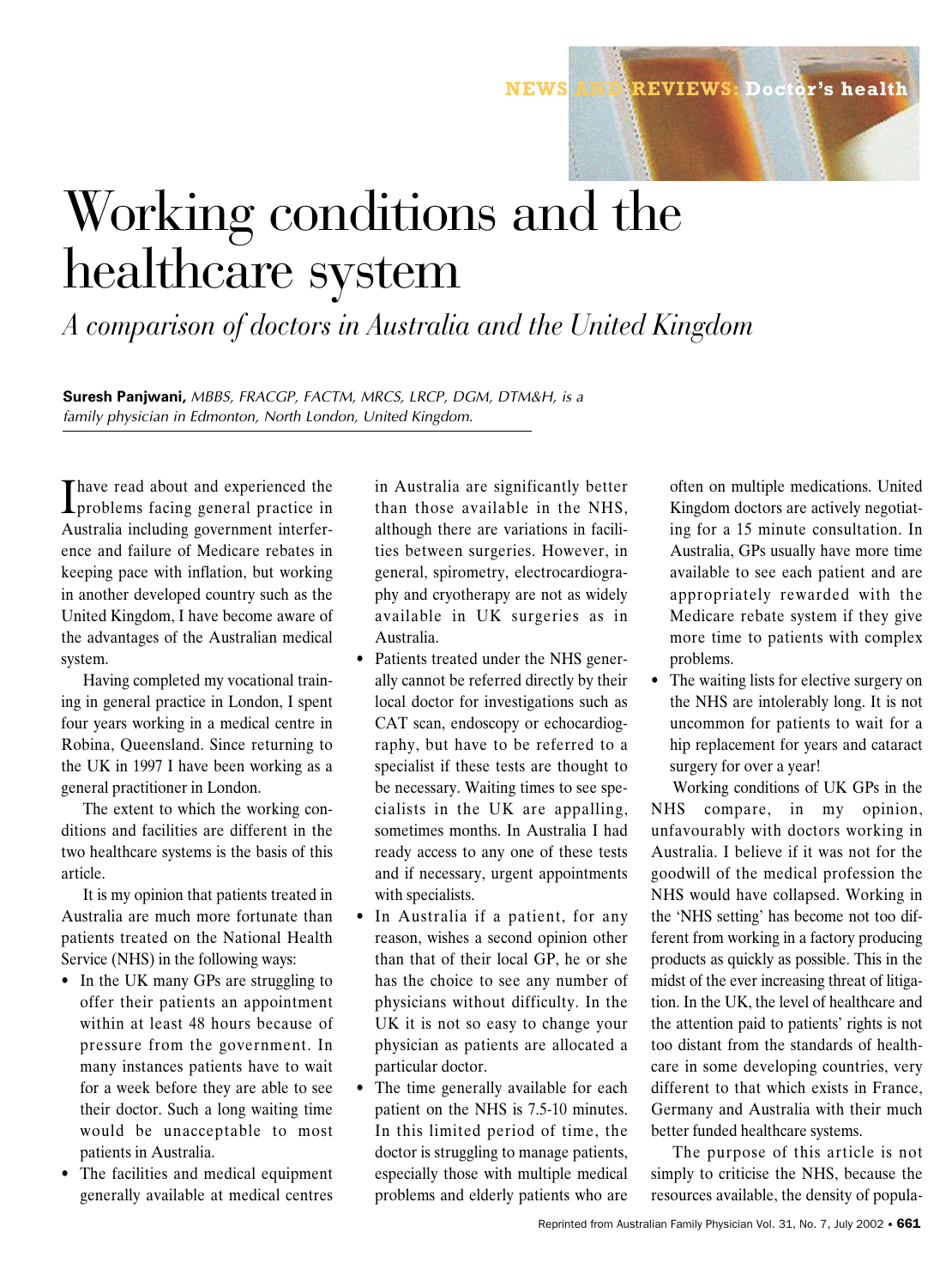# Working conditions and the healthcare system

*A comparison of doctors in Australia and the United Kingdom*

**Suresh Panjwani,** *MBBS, FRACGP, FACTM, MRCS, LRCP, DGM, DTM&H, is a family physician in Edmonton, North London, United Kingdom.*

I have read about and experienced the problems facing general practice in Australia including government interference and failure of Medicare rebates in keeping pace with inflation, but working in another developed country such as the United Kingdom, I have become aware of the advantages of the Australian medical system.

Having completed my vocational training in general practice in London, I spent four years working in a medical centre in Robina, Queensland. Since returning to the UK in 1997 I have been working as a general practitioner in London.

The extent to which the working conditions and facilities are different in the two healthcare systems is the basis of this article.

It is my opinion that patients treated in Australia are much more fortunate than patients treated on the National Health Service (NHS) in the following ways:

- In the UK many GPs are struggling to offer their patients an appointment within at least 48 hours because of pressure from the government. In many instances patients have to wait for a week before they are able to see their doctor. Such a long waiting time would be unacceptable to most patients in Australia.
- The facilities and medical equipment generally available at medical centres in Australia are significantly better than those available in the NHS, although there are variations in facilities between surgeries. However, in general, spirometry, electrocardiography and cryotherapy are not as widely available in UK surgeries as in Australia.
- Patients treated under the NHS generally cannot be referred directly by their local doctor for investigations such as CAT scan, endoscopy or echocardiography, but have to be referred to a specialist if these tests are thought to be necessary. Waiting times to see specialists in the UK are appalling, sometimes months. In Australia I had ready access to any one of these tests and if necessary, urgent appointments with specialists.
- In Australia if a patient, for any reason, wishes a second opinion other than that of their local GP, he or she has the choice to see any number of physicians without difficulty. In the UK it is not so easy to change your physician as patients are allocated a particular doctor.
- The time generally available for each patient on the NHS is 7.5-10 minutes. In this limited period of time, the doctor is struggling to manage patients, especially those with multiple medical problems and elderly patients who are often on multiple medications. United Kingdom doctors are actively negotiating for a 15 minute consultation. In Australia, GPs usually have more time available to see each patient and are appropriately rewarded with the Medicare rebate system if they give more time to patients with complex problems.
- The waiting lists for elective surgery on the NHS are intolerably long. It is not uncommon for patients to wait for a hip replacement for years and cataract surgery for over a year!

Working conditions of UK GPs in the NHS compare, in my opinion, unfavourably with doctors working in Australia. I believe if it was not for the goodwill of the medical profession the NHS would have collapsed. Working in the 'NHS setting' has become not too different from working in a factory producing products as quickly as possible. This in the midst of the ever increasing threat of litigation. In the UK, the level of healthcare and the attention paid to patients' rights is not too distant from the standards of healthcare in some developing countries, very different to that which exists in France, Germany and Australia with their much better funded healthcare systems.

The purpose of this article is not simply to criticise the NHS, because the resources available, the density of popula-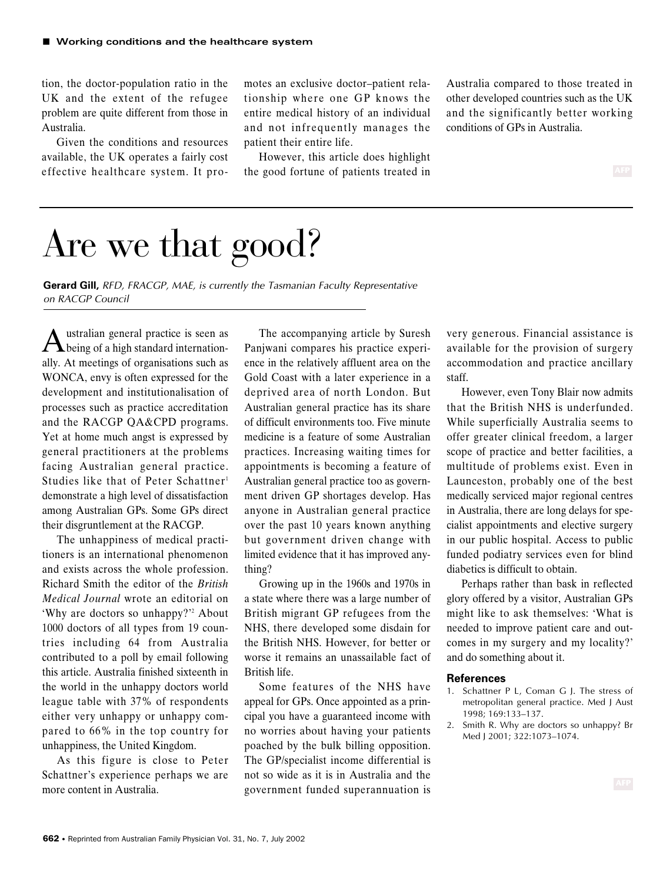tion, the doctor-population ratio in the UK and the extent of the refugee problem are quite different from those in Australia.

Given the conditions and resources available, the UK operates a fairly cost effective healthcare system. It promotes an exclusive doctor–patient relationship where one GP knows the entire medical history of an individual and not infrequently manages the patient their entire life.

However, this article does highlight the good fortune of patients treated in Australia compared to those treated in other developed countries such as the UK and the significantly better working conditions of GPs in Australia.

# Are we that good?

**Gerard Gill,** *RFD, FRACGP, MAE, is currently the Tasmanian Faculty Representative on RACGP Council*

Australian general practice is seen as being of a high standard internationally. At meetings of organisations such as WONCA, envy is often expressed for the development and institutionalisation of processes such as practice accreditation and the RACGP QA&CPD programs. Yet at home much angst is expressed by general practitioners at the problems facing Australian general practice. Studies like that of Peter Schattner[1] demonstrate a high level of dissatisfaction among Australian GPs. Some GPs direct their disgruntlement at the RACGP.

The unhappiness of medical practitioners is an international phenomenon and exists across the whole profession. Richard Smith the editor of the *British Medical Journal* wrote an editorial on 'Why are doctors so unhappy?'[2] About 1000 doctors of all types from 19 countries including 64 from Australia contributed to a poll by email following this article. Australia finished sixteenth in the world in the unhappy doctors world league table with 37% of respondents either very unhappy or unhappy compared to 66% in the top country for unhappiness, the United Kingdom.

As this figure is close to Peter Schattner's experience perhaps we are more content in Australia.

The accompanying article by Suresh Panjwani compares his practice experience in the relatively affluent area on the Gold Coast with a later experience in a deprived area of north London. But Australian general practice has its share of difficult environments too. Five minute medicine is a feature of some Australian practices. Increasing waiting times for appointments is becoming a feature of Australian general practice too as government driven GP shortages develop. Has anyone in Australian general practice over the past 10 years known anything but government driven change with limited evidence that it has improved anything?

Growing up in the 1960s and 1970s in a state where there was a large number of British migrant GP refugees from the NHS, there developed some disdain for the British NHS. However, for better or worse it remains an unassailable fact of British life.

Some features of the NHS have appeal for GPs. Once appointed as a principal you have a guaranteed income with no worries about having your patients poached by the bulk billing opposition. The GP/specialist income differential is not so wide as it is in Australia and the government funded superannuation is very generous. Financial assistance is available for the provision of surgery accommodation and practice ancillary staff.

However, even Tony Blair now admits that the British NHS is underfunded. While superficially Australia seems to offer greater clinical freedom, a larger scope of practice and better facilities, a multitude of problems exist. Even in Launceston, probably one of the best medically serviced major regional centres in Australia, there are long delays for specialist appointments and elective surgery in our public hospital. Access to public funded podiatry services even for blind diabetics is difficult to obtain.

Perhaps rather than bask in reflected glory offered by a visitor, Australian GPs might like to ask themselves: 'What is needed to improve patient care and outcomes in my surgery and my locality?' and do something about it.

### References

1. Schattner P L, Coman G J. The stress of metropolitan general practice. Med J Aust 1998; 169:133–137.
2. Smith R. Why are doctors so unhappy? Br Med J 2001; 322:1073–1074.